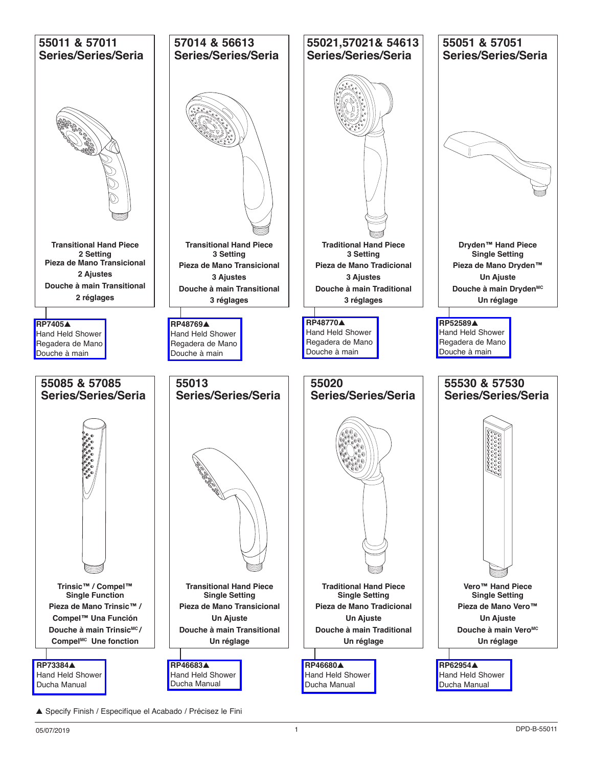## 55011 & 57011 Series/Series/Seria

**Transitional Hand Piece**
**2 Setting**
**Pieza de Mano Transicional**
**2 Ajustes**
**Douche à main Transitional**
**2 réglages**

**RP7405▲**
Hand Held Shower
Regadera de Mano
Douche à main

## 57014 & 56613 Series/Series/Seria

**Transitional Hand Piece**
**3 Setting**
**Pieza de Mano Transicional**
**3 Ajustes**
**Douche à main Transitional**
**3 réglages**

**RP48769▲**
Hand Held Shower
Regadera de Mano
Douche à main

## 55021,57021& 54613 Series/Series/Seria

**Traditional Hand Piece**
**3 Setting**
**Pieza de Mano Tradicional**
**3 Ajustes**
**Douche à main Traditional**
**3 réglages**

**RP48770▲**
Hand Held Shower
Regadera de Mano
Douche à main

## 55051 & 57051 Series/Series/Seria

**Dryden™ Hand Piece**
**Single Setting**
**Pieza de Mano Dryden™**
**Un Ajuste**
**Douche à main Dryden[MC]**
**Un réglage**

**RP52589▲**
Hand Held Shower
Regadera de Mano
Douche à main

## 55085 & 57085 Series/Series/Seria

**Trinsic™ / Compel™**
**Single Function**
**Pieza de Mano Trinsic™ /**
**Compel™ Una Función**
**Douche à main Trinsic[MC] /**
**Compel[MC] Une fonction**

**RP73384▲**
Hand Held Shower
Ducha Manual

## 55013 Series/Series/Seria

**Transitional Hand Piece**
**Single Setting**
**Pieza de Mano Transicional**
**Un Ajuste**
**Douche à main Transitional**
**Un réglage**

**RP46683▲**
Hand Held Shower
Ducha Manual

## 55020 Series/Series/Seria

**Traditional Hand Piece**
**Single Setting**
**Pieza de Mano Tradicional**
**Un Ajuste**
**Douche à main Traditional**
**Un réglage**

**RP46680▲**
Hand Held Shower
Ducha Manual

## 55530 & 57530 Series/Series/Seria

**Vero™ Hand Piece**
**Single Setting**
**Pieza de Mano Vero™**
**Un Ajuste**
**Douche à main Vero[MC]**
**Un réglage**

**RP62954▲**
Hand Held Shower
Ducha Manual

▲ Specify Finish / Especifíque el Acabado / Précisez le Fini

05/07/2019 DPD-B-55011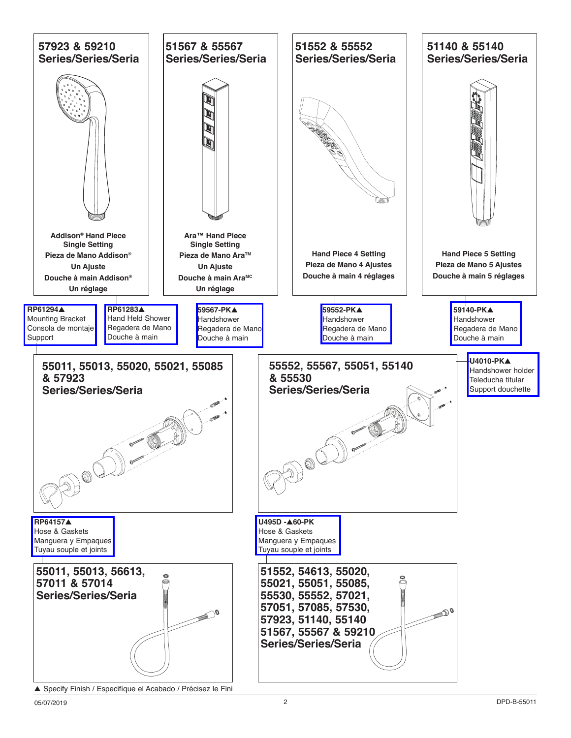## 57923 & 59210 Series/Series/Seria

**Addison® Hand Piece**
**Single Setting**
**Pieza de Mano Addison®**
**Un Ajuste**
**Douche à main Addison®**
**Un réglage**

**RP61294▲**
Mounting Bracket
Consola de montaje
Support

**RP61283▲**
Hand Held Shower
Regadera de Mano
Douche à main

## 51567 & 55567 Series/Series/Seria

**Ara™ Hand Piece**
**Single Setting**
**Pieza de Mano Ara™**
**Un Ajuste**
**Douche à main Ara^MC**
**Un réglage**

**59567-PK▲**
Handshower
Regadera de Mano
Douche à main

## 51552 & 55552 Series/Series/Seria

**Hand Piece 4 Setting**
**Pieza de Mano 4 Ajustes**
**Douche à main 4 réglages**

**59552-PK▲**
Handshower
Regadera de Mano
Douche à main

## 51140 & 55140 Series/Series/Seria

**Hand Piece 5 Setting**
**Pieza de Mano 5 Ajustes**
**Douche à main 5 réglages**

**59140-PK▲**
Handshower
Regadera de Mano
Douche à main

## 55011, 55013, 55020, 55021, 55085 & 57923 Series/Series/Seria

**RP64157▲**
Hose & Gaskets
Manguera y Empaques
Tuyau souple et joints

## 55552, 55567, 55051, 55140 & 55530 Series/Series/Seria

**U4010-PK▲**
Handshower holder
Teleducha titular
Support douchette

**U495D -▲60-PK**
Hose & Gaskets
Manguera y Empaques
Tuyau souple et joints

## 55011, 55013, 56613, 57011 & 57014 Series/Series/Seria

## 51552, 54613, 55020, 55021, 55051, 55085, 55530, 55552, 57021, 57051, 57085, 57530, 57923, 51140, 55140 51567, 55567 & 59210 Series/Series/Seria

▲ Specify Finish / Especifíque el Acabado / Précisez le Fini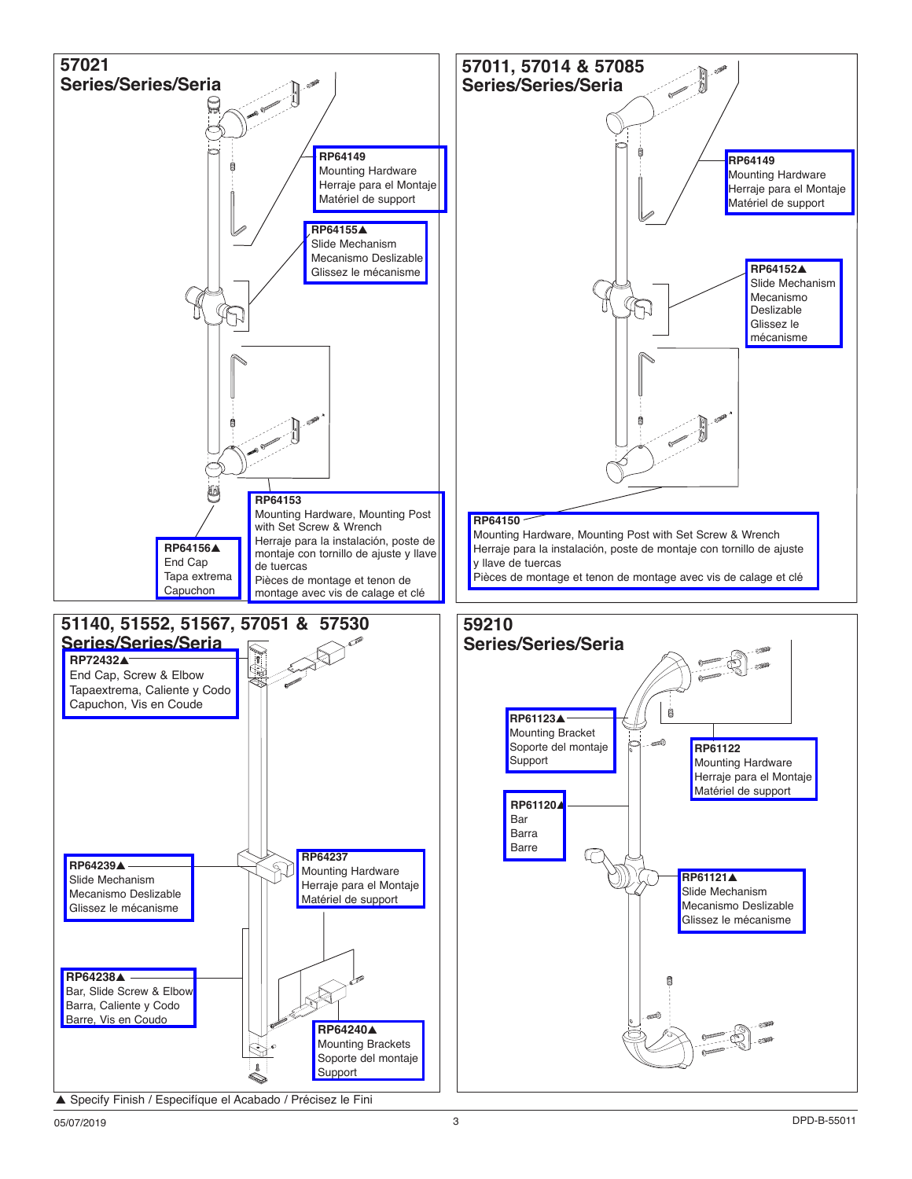## 57021 Series/Series/Seria

**RP64149**
Mounting Hardware
Herraje para el Montaje
Matériel de support

**RP64155▲**
Slide Mechanism
Mecanismo Deslizable
Glissez le mécanisme

**RP64153**
Mounting Hardware, Mounting Post with Set Screw & Wrench
Herraje para la instalación, poste de montaje con tornillo de ajuste y llave de tuercas
Pièces de montage et tenon de montage avec vis de calage et clé

**RP64156▲**
End Cap
Tapa extrema
Capuchon

## 57011, 57014 & 57085 Series/Series/Seria

**RP64149**
Mounting Hardware
Herraje para el Montaje
Matériel de support

**RP64152▲**
Slide Mechanism
Mecanismo Deslizable
Glissez le mécanisme

**RP64150**
Mounting Hardware, Mounting Post with Set Screw & Wrench
Herraje para la instalación, poste de montaje con tornillo de ajuste y llave de tuercas
Pièces de montage et tenon de montage avec vis de calage et clé

## 51140, 51552, 51567, 57051 & 57530 Series/Series/Seria

**RP72432▲**
End Cap, Screw & Elbow
Tapaextrema, Caliente y Codo
Capuchon, Vis en Coude

**RP64239▲**
Slide Mechanism
Mecanismo Deslizable
Glissez le mécanisme

**RP64237**
Mounting Hardware
Herraje para el Montaje
Matériel de support

**RP64238▲**
Bar, Slide Screw & Elbow
Barra, Caliente y Codo
Barre, Vis en Coudo

**RP64240▲**
Mounting Brackets
Soporte del montaje
Support

## 59210 Series/Series/Seria

**RP61123▲**
Mounting Bracket
Soporte del montaje
Support

**RP61122**
Mounting Hardware
Herraje para el Montaje
Matériel de support

**RP61120▲**
Bar
Barra
Barre

**RP61121▲**
Slide Mechanism
Mecanismo Deslizable
Glissez le mécanisme

▲ Specify Finish / Especifíque el Acabado / Précisez le Fini

05/07/2019

DPD-B-55011